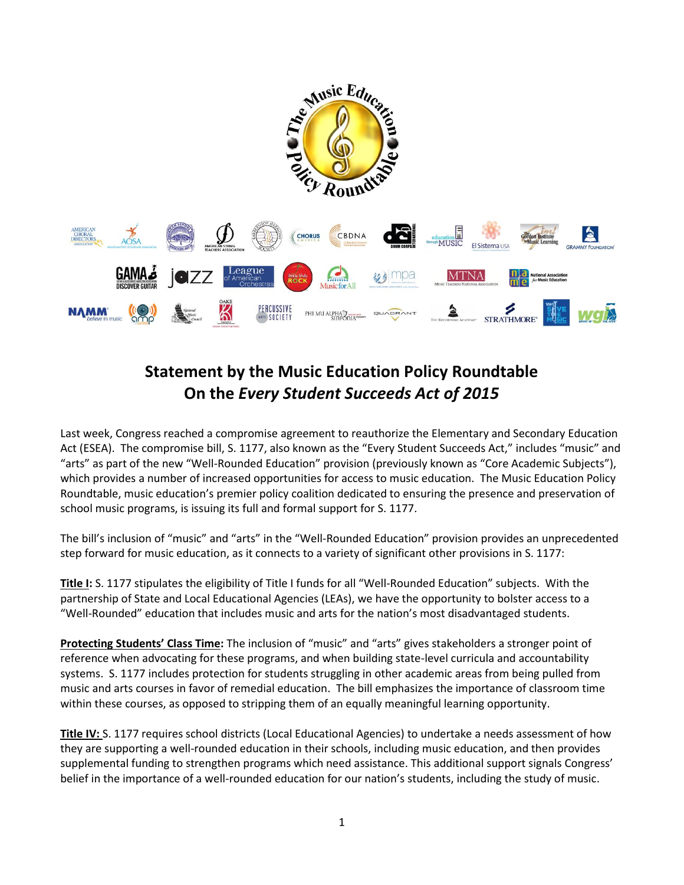## Statement by the Music Education Policy Roundtable
## On the *Every Student Succeeds Act of 2015*

Last week, Congress reached a compromise agreement to reauthorize the Elementary and Secondary Education Act (ESEA). The compromise bill, S. 1177, also known as the "Every Student Succeeds Act," includes "music" and "arts" as part of the new "Well-Rounded Education" provision (previously known as "Core Academic Subjects"), which provides a number of increased opportunities for access to music education. The Music Education Policy Roundtable, music education's premier policy coalition dedicated to ensuring the presence and preservation of school music programs, is issuing its full and formal support for S. 1177.

The bill's inclusion of "music" and "arts" in the "Well-Rounded Education" provision provides an unprecedented step forward for music education, as it connects to a variety of significant other provisions in S. 1177:

**Title I:** S. 1177 stipulates the eligibility of Title I funds for all "Well-Rounded Education" subjects. With the partnership of State and Local Educational Agencies (LEAs), we have the opportunity to bolster access to a "Well-Rounded" education that includes music and arts for the nation's most disadvantaged students.

**Protecting Students' Class Time:** The inclusion of "music" and "arts" gives stakeholders a stronger point of reference when advocating for these programs, and when building state-level curricula and accountability systems. S. 1177 includes protection for students struggling in other academic areas from being pulled from music and arts courses in favor of remedial education. The bill emphasizes the importance of classroom time within these courses, as opposed to stripping them of an equally meaningful learning opportunity.

**Title IV:** S. 1177 requires school districts (Local Educational Agencies) to undertake a needs assessment of how they are supporting a well-rounded education in their schools, including music education, and then provides supplemental funding to strengthen programs which need assistance. This additional support signals Congress' belief in the importance of a well-rounded education for our nation's students, including the study of music.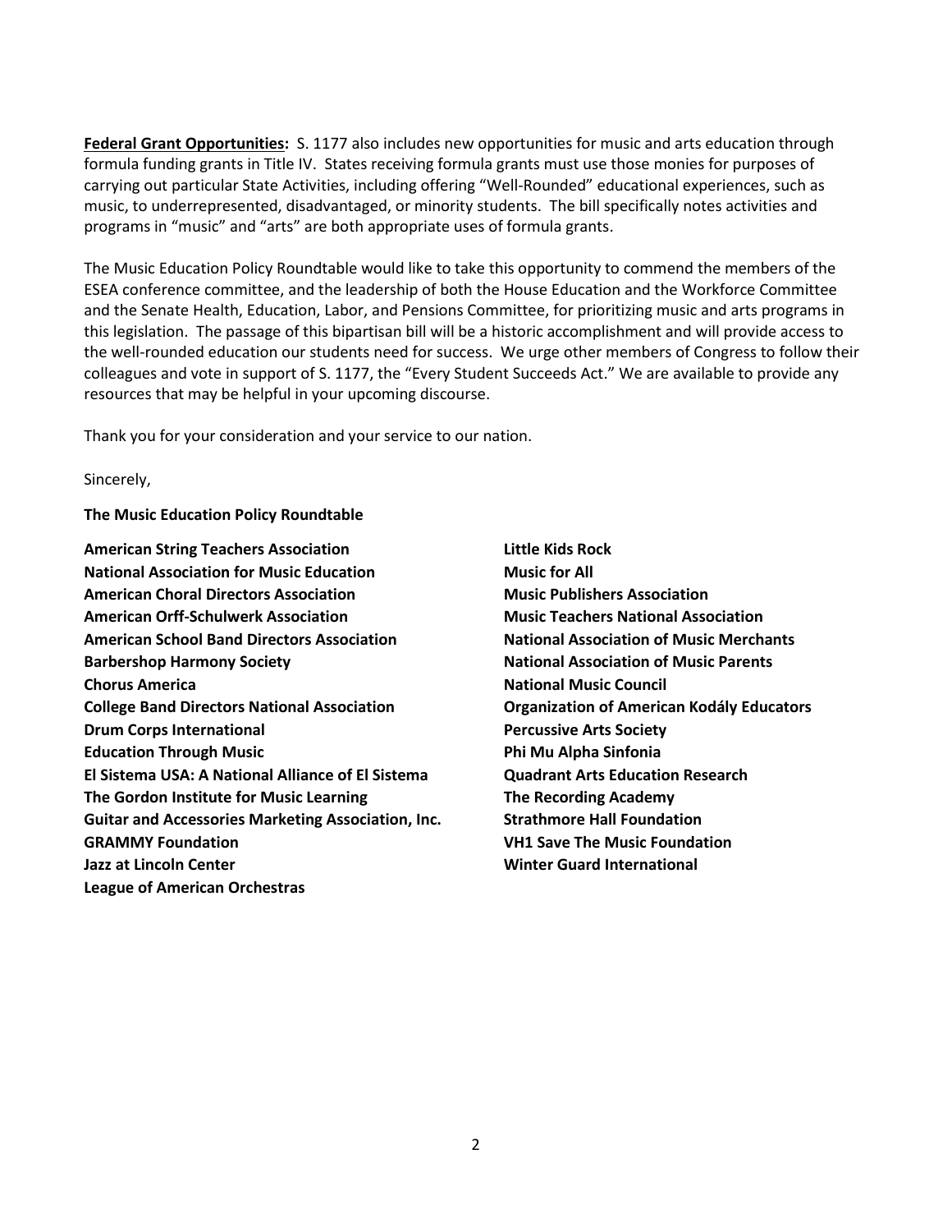**<u>Federal Grant Opportunities</u>:** S. 1177 also includes new opportunities for music and arts education through formula funding grants in Title IV. States receiving formula grants must use those monies for purposes of carrying out particular State Activities, including offering "Well-Rounded" educational experiences, such as music, to underrepresented, disadvantaged, or minority students. The bill specifically notes activities and programs in "music" and "arts" are both appropriate uses of formula grants.

The Music Education Policy Roundtable would like to take this opportunity to commend the members of the ESEA conference committee, and the leadership of both the House Education and the Workforce Committee and the Senate Health, Education, Labor, and Pensions Committee, for prioritizing music and arts programs in this legislation. The passage of this bipartisan bill will be a historic accomplishment and will provide access to the well-rounded education our students need for success. We urge other members of Congress to follow their colleagues and vote in support of S. 1177, the "Every Student Succeeds Act." We are available to provide any resources that may be helpful in your upcoming discourse.

Thank you for your consideration and your service to our nation.

Sincerely,

**The Music Education Policy Roundtable**

**American String Teachers Association**
**National Association for Music Education**
**American Choral Directors Association**
**American Orff-Schulwerk Association**
**American School Band Directors Association**
**Barbershop Harmony Society**
**Chorus America**
**College Band Directors National Association**
**Drum Corps International**
**Education Through Music**
**El Sistema USA: A National Alliance of El Sistema**
**The Gordon Institute for Music Learning**
**Guitar and Accessories Marketing Association, Inc.**
**GRAMMY Foundation**
**Jazz at Lincoln Center**
**League of American Orchestras**
**Little Kids Rock**
**Music for All**
**Music Publishers Association**
**Music Teachers National Association**
**National Association of Music Merchants**
**National Association of Music Parents**
**National Music Council**
**Organization of American Kodály Educators**
**Percussive Arts Society**
**Phi Mu Alpha Sinfonia**
**Quadrant Arts Education Research**
**The Recording Academy**
**Strathmore Hall Foundation**
**VH1 Save The Music Foundation**
**Winter Guard International**